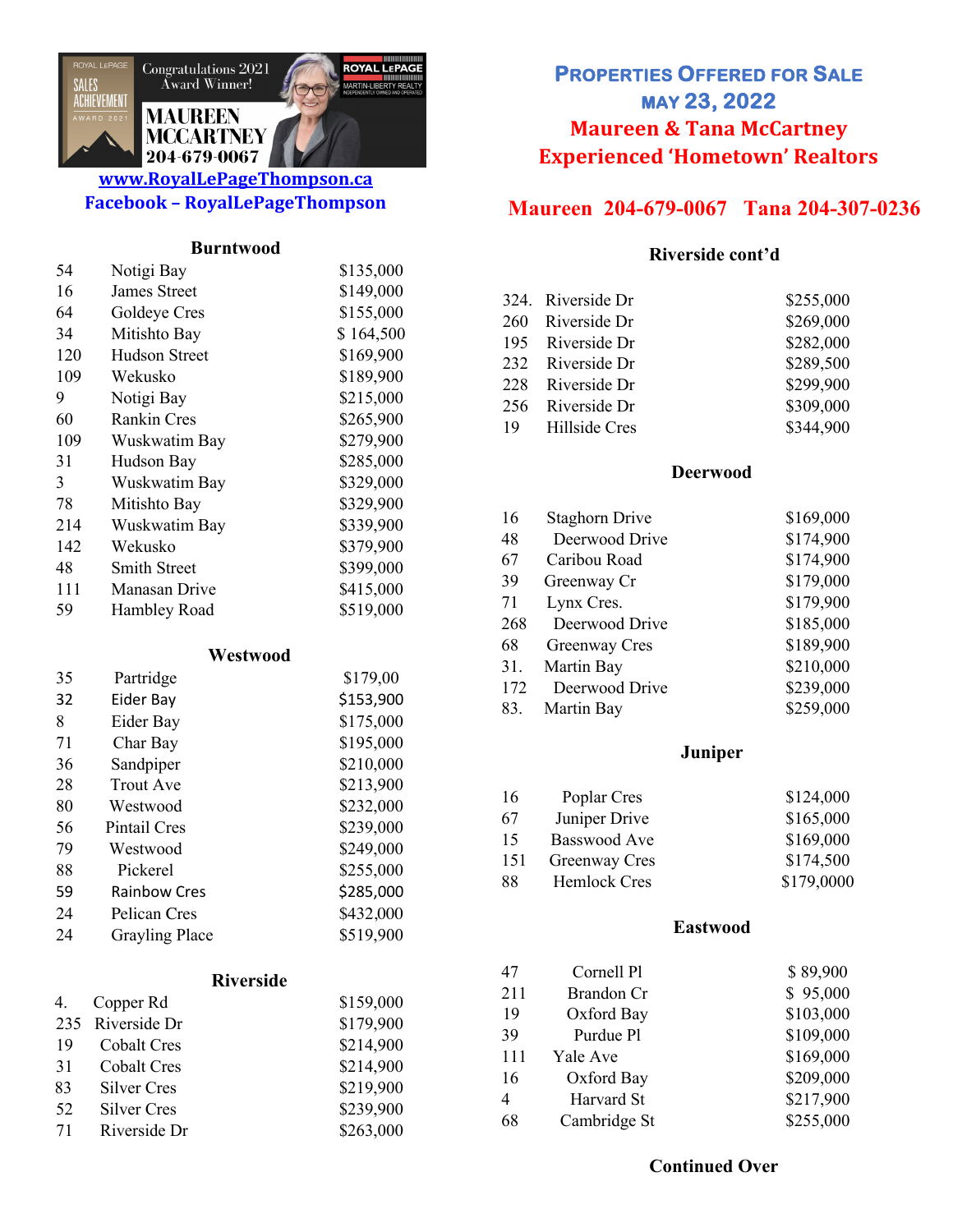Congratulations 2021 Award Winner!

ROYAL LePAGE SALES ACHIEVEMENT AWARD 2021

ROYAL LePAGE MARTIN-LIBERTY REALTY INDEPENDENTLY OWNED AND OPERATED

MAUREEN MCCARTNEY
204-679-0067

**www.RoyalLePageThompson.ca**
**Facebook – RoyalLePageThompson**

# Properties Offered for Sale
## May 23, 2022
## Maureen & Tana McCartney
## Experienced 'Hometown' Realtors

**Maureen 204-679-0067 Tana 204-307-0236**

### Burntwood

| | | |
|---|---|---|
| 54 | Notigi Bay | $135,000 |
| 16 | James Street | $149,000 |
| 64 | Goldeye Cres | $155,000 |
| 34 | Mitishto Bay | $ 164,500 |
| 120 | Hudson Street | $169,900 |
| 109 | Wekusko | $189,900 |
| 9 | Notigi Bay | $215,000 |
| 60 | Rankin Cres | $265,900 |
| 109 | Wuskwatim Bay | $279,900 |
| 31 | Hudson Bay | $285,000 |
| 3 | Wuskwatim Bay | $329,000 |
| 78 | Mitishto Bay | $329,900 |
| 214 | Wuskwatim Bay | $339,900 |
| 142 | Wekusko | $379,900 |
| 48 | Smith Street | $399,000 |
| 111 | Manasan Drive | $415,000 |
| 59 | Hambley Road | $519,000 |

### Westwood

| | | |
|---|---|---|
| 35 | Partridge | $179,00 |
| 32 | Eider Bay | $153,900 |
| 8 | Eider Bay | $175,000 |
| 71 | Char Bay | $195,000 |
| 36 | Sandpiper | $210,000 |
| 28 | Trout Ave | $213,900 |
| 80 | Westwood | $232,000 |
| 56 | Pintail Cres | $239,000 |
| 79 | Westwood | $249,000 |
| 88 | Pickerel | $255,000 |
| 59 | Rainbow Cres | $285,000 |
| 24 | Pelican Cres | $432,000 |
| 24 | Grayling Place | $519,900 |

### Riverside

| | | |
|---|---|---|
| 4. | Copper Rd | $159,000 |
| 235 | Riverside Dr | $179,900 |
| 19 | Cobalt Cres | $214,900 |
| 31 | Cobalt Cres | $214,900 |
| 83 | Silver Cres | $219,900 |
| 52 | Silver Cres | $239,900 |
| 71 | Riverside Dr | $263,000 |

### Riverside cont'd

| | | |
|---|---|---|
| 324. | Riverside Dr | $255,000 |
| 260 | Riverside Dr | $269,000 |
| 195 | Riverside Dr | $282,000 |
| 232 | Riverside Dr | $289,500 |
| 228 | Riverside Dr | $299,900 |
| 256 | Riverside Dr | $309,000 |
| 19 | Hillside Cres | $344,900 |

### Deerwood

| | | |
|---|---|---|
| 16 | Staghorn Drive | $169,000 |
| 48 | Deerwood Drive | $174,900 |
| 67 | Caribou Road | $174,900 |
| 39 | Greenway Cr | $179,000 |
| 71 | Lynx Cres. | $179,900 |
| 268 | Deerwood Drive | $185,000 |
| 68 | Greenway Cres | $189,900 |
| 31. | Martin Bay | $210,000 |
| 172 | Deerwood Drive | $239,000 |
| 83. | Martin Bay | $259,000 |

### Juniper

| | | |
|---|---|---|
| 16 | Poplar Cres | $124,000 |
| 67 | Juniper Drive | $165,000 |
| 15 | Basswood Ave | $169,000 |
| 151 | Greenway Cres | $174,500 |
| 88 | Hemlock Cres | $179,0000 |

### Eastwood

| | | |
|---|---|---|
| 47 | Cornell Pl | $ 89,900 |
| 211 | Brandon Cr | $ 95,000 |
| 19 | Oxford Bay | $103,000 |
| 39 | Purdue Pl | $109,000 |
| 111 | Yale Ave | $169,000 |
| 16 | Oxford Bay | $209,000 |
| 4 | Harvard St | $217,900 |
| 68 | Cambridge St | $255,000 |

**Continued Over**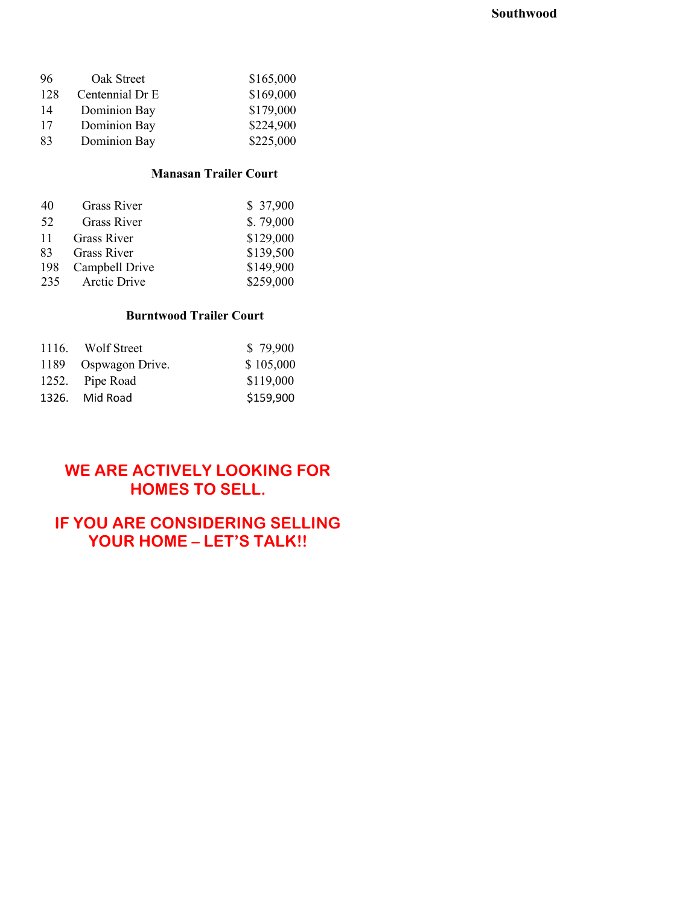**Southwood**

| | | |
|---|---|---|
| 96 | Oak Street | $165,000 |
| 128 | Centennial Dr E | $169,000 |
| 14 | Dominion Bay | $179,000 |
| 17 | Dominion Bay | $224,900 |
| 83 | Dominion Bay | $225,000 |

**Manasan Trailer Court**

| | | |
|---|---|---|
| 40 | Grass River | $ 37,900 |
| 52 | Grass River | $. 79,000 |
| 11 | Grass River | $129,000 |
| 83 | Grass River | $139,500 |
| 198 | Campbell Drive | $149,900 |
| 235 | Arctic Drive | $259,000 |

**Burntwood Trailer Court**

| | | |
|---|---|---|
| 1116. | Wolf Street | $ 79,900 |
| 1189 | Ospwagon Drive. | $ 105,000 |
| 1252. | Pipe Road | $119,000 |
| 1326. | Mid Road | $159,900 |

**WE ARE ACTIVELY LOOKING FOR HOMES TO SELL.**

**IF YOU ARE CONSIDERING SELLING YOUR HOME – LET'S TALK!!**